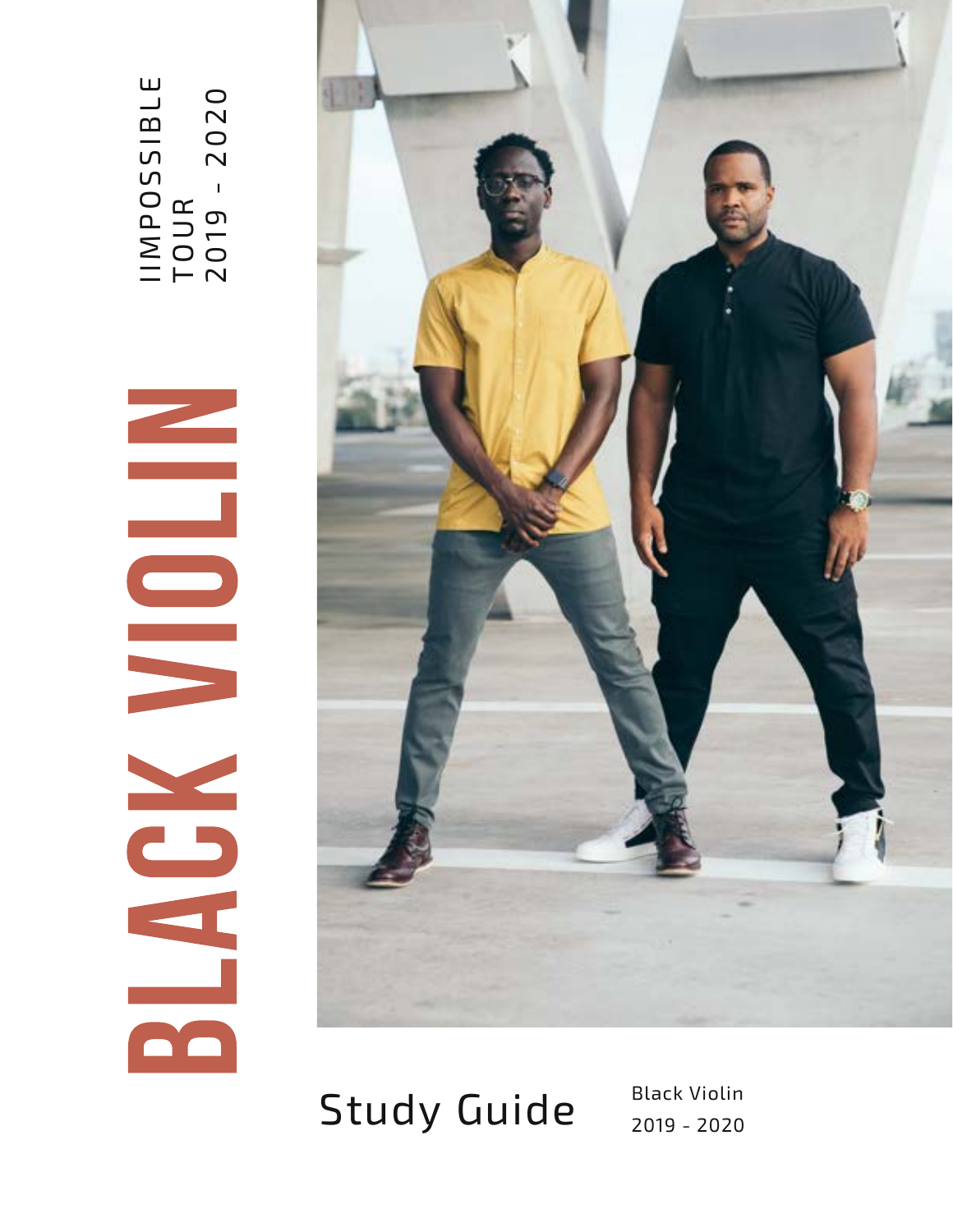# BLACK VIOLIN

IIMPOSSIBLE TOUR
2019 - 2020

## Study Guide

Black Violin
2019 - 2020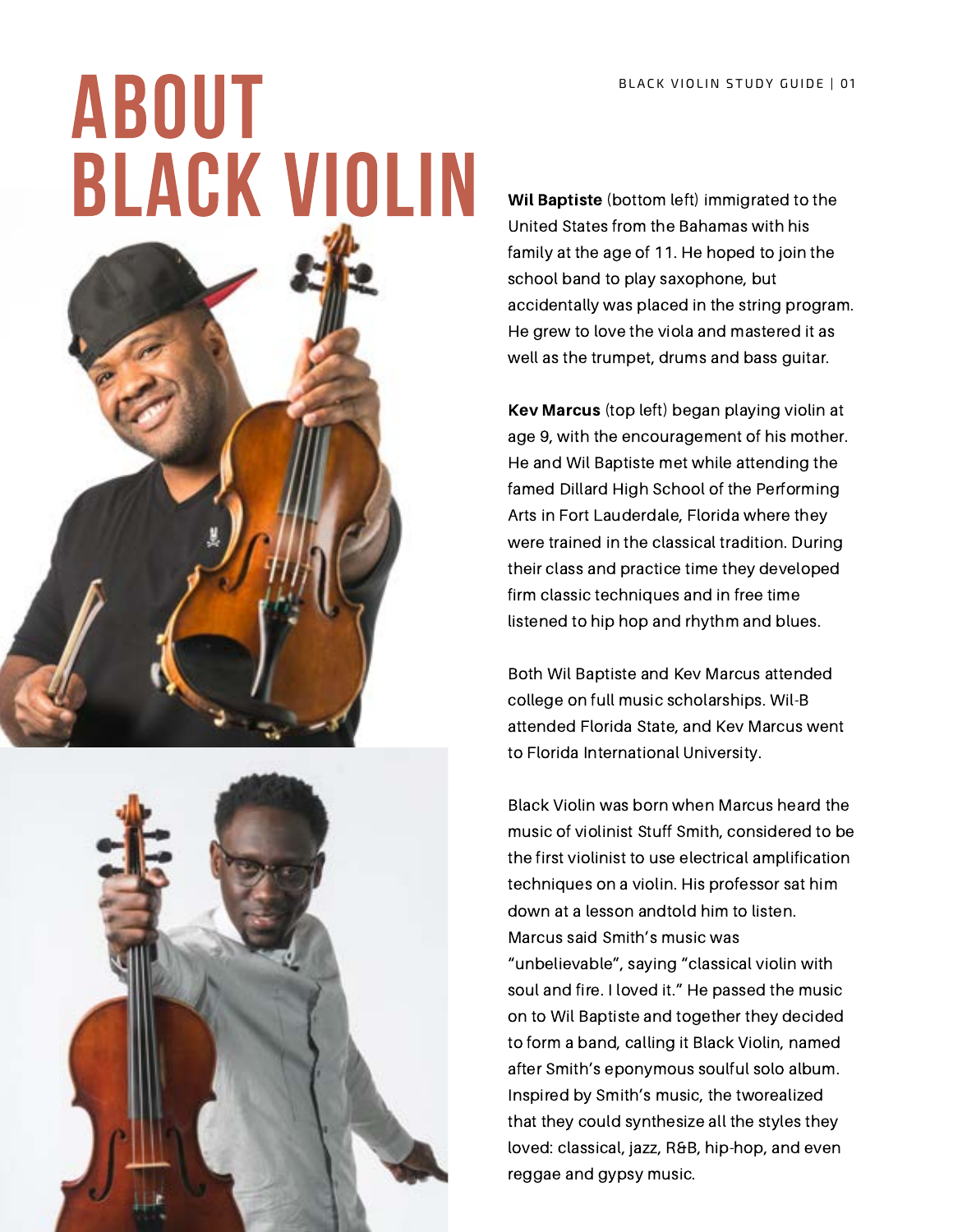# ABOUT BLACK VIOLIN

**Wil Baptiste** (bottom left) immigrated to the United States from the Bahamas with his family at the age of 11. He hoped to join the school band to play saxophone, but accidentally was placed in the string program. He grew to love the viola and mastered it as well as the trumpet, drums and bass guitar.

**Kev Marcus** (top left) began playing violin at age 9, with the encouragement of his mother. He and Wil Baptiste met while attending the famed Dillard High School of the Performing Arts in Fort Lauderdale, Florida where they were trained in the classical tradition. During their class and practice time they developed firm classic techniques and in free time listened to hip hop and rhythm and blues.

Both Wil Baptiste and Kev Marcus attended college on full music scholarships. Wil-B attended Florida State, and Kev Marcus went to Florida International University.

Black Violin was born when Marcus heard the music of violinist Stuff Smith, considered to be the first violinist to use electrical amplification techniques on a violin. His professor sat him down at a lesson andtold him to listen. Marcus said Smith's music was "unbelievable", saying "classical violin with soul and fire. I loved it." He passed the music on to Wil Baptiste and together they decided to form a band, calling it Black Violin, named after Smith's eponymous soulful solo album. Inspired by Smith's music, the tworealized that they could synthesize all the styles they loved: classical, jazz, R&B, hip-hop, and even reggae and gypsy music.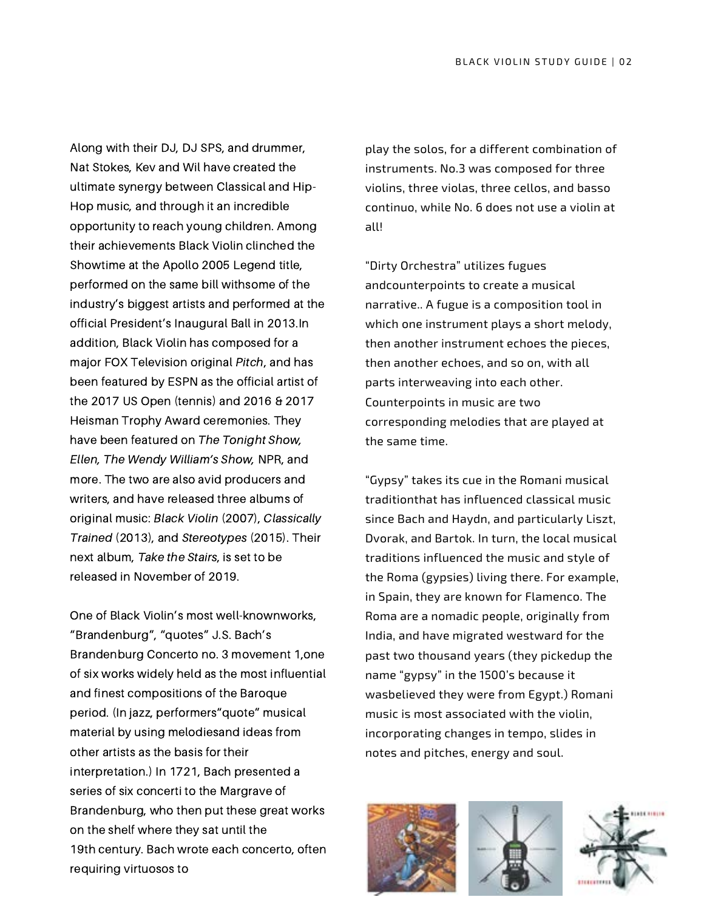Along with their DJ, DJ SPS, and drummer, Nat Stokes, Kev and Wil have created the ultimate synergy between Classical and Hip-Hop music, and through it an incredible opportunity to reach young children. Among their achievements Black Violin clinched the Showtime at the Apollo 2005 Legend title, performed on the same bill withsome of the industry's biggest artists and performed at the official President's Inaugural Ball in 2013.In addition, Black Violin has composed for a major FOX Television original *Pitch*, and has been featured by ESPN as the official artist of the 2017 US Open (tennis) and 2016 & 2017 Heisman Trophy Award ceremonies. They have been featured on *The Tonight Show, Ellen, The Wendy William's Show,* NPR, and more. The two are also avid producers and writers, and have released three albums of original music: *Black Violin* (2007), *Classically Trained* (2013), and *Stereotypes* (2015). Their next album, *Take the Stairs*, is set to be released in November of 2019.

One of Black Violin's most well-knownworks, "Brandenburg", "quotes" J.S. Bach's Brandenburg Concerto no. 3 movement 1,one of six works widely held as the most influential and finest compositions of the Baroque period. (In jazz, performers"quote" musical material by using melodiesand ideas from other artists as the basis for their interpretation.) In 1721, Bach presented a series of six concerti to the Margrave of Brandenburg, who then put these great works on the shelf where they sat until the 19th century. Bach wrote each concerto, often requiring virtuosos to play the solos, for a different combination of instruments. No.3 was composed for three violins, three violas, three cellos, and basso continuo, while No. 6 does not use a violin at all!

"Dirty Orchestra" utilizes fugues andcounterpoints to create a musical narrative.. A fugue is a composition tool in which one instrument plays a short melody, then another instrument echoes the pieces, then another echoes, and so on, with all parts interweaving into each other. Counterpoints in music are two corresponding melodies that are played at the same time.

"Gypsy" takes its cue in the Romani musical traditionthat has influenced classical music since Bach and Haydn, and particularly Liszt, Dvorak, and Bartok. In turn, the local musical traditions influenced the music and style of the Roma (gypsies) living there. For example, in Spain, they are known for Flamenco. The Roma are a nomadic people, originally from India, and have migrated westward for the past two thousand years (they pickedup the name "gypsy" in the 1500's because it wasbelieved they were from Egypt.) Romani music is most associated with the violin, incorporating changes in tempo, slides in notes and pitches, energy and soul.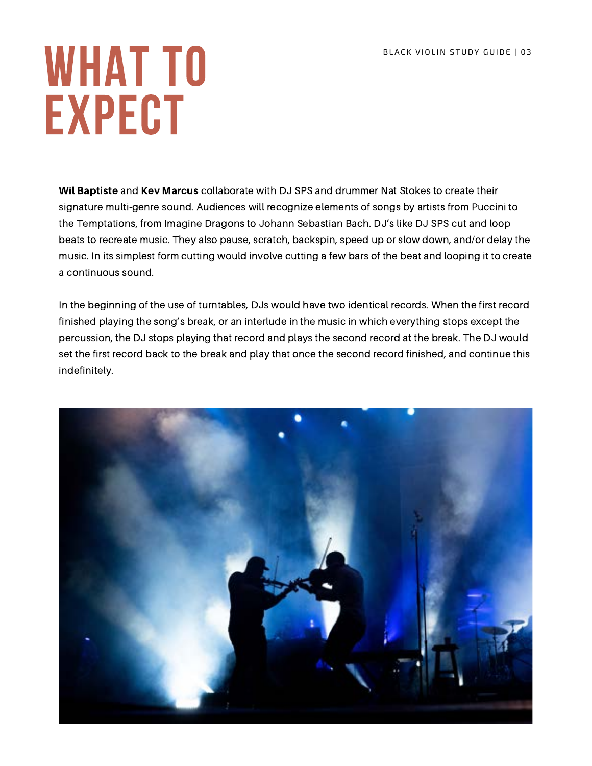# WHAT TO EXPECT

**Wil Baptiste** and **Kev Marcus** collaborate with DJ SPS and drummer Nat Stokes to create their signature multi-genre sound. Audiences will recognize elements of songs by artists from Puccini to the Temptations, from Imagine Dragons to Johann Sebastian Bach. DJ's like DJ SPS cut and loop beats to recreate music. They also pause, scratch, backspin, speed up or slow down, and/or delay the music. In its simplest form cutting would involve cutting a few bars of the beat and looping it to create a continuous sound.

In the beginning of the use of turntables, DJs would have two identical records. When the first record finished playing the song's break, or an interlude in the music in which everything stops except the percussion, the DJ stops playing that record and plays the second record at the break. The DJ would set the first record back to the break and play that once the second record finished, and continue this indefinitely.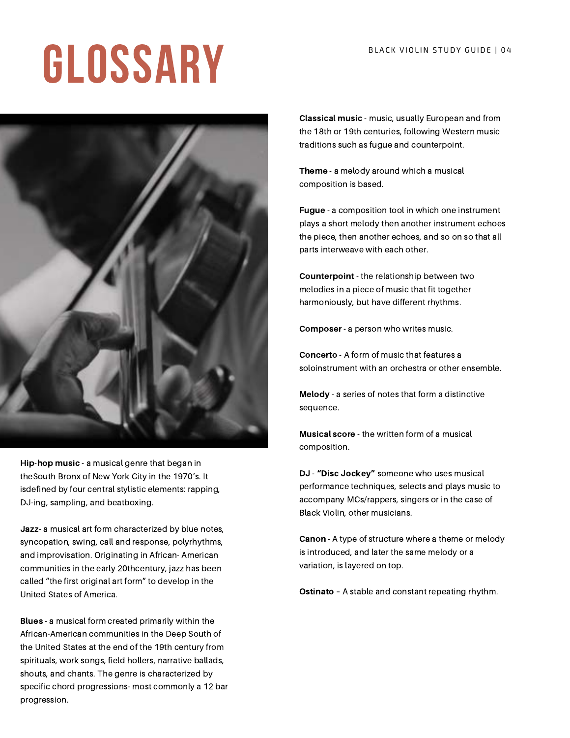# GLOSSARY

**Hip-hop music** - a musical genre that began in theSouth Bronx of New York City in the 1970's. It isdefined by four central stylistic elements: rapping, DJ-ing, sampling, and beatboxing.

**Jazz**- a musical art form characterized by blue notes, syncopation, swing, call and response, polyrhythms, and improvisation. Originating in African- American communities in the early 20thcentury, jazz has been called "the first original art form" to develop in the United States of America.

**Blues** - a musical form created primarily within the African-American communities in the Deep South of the United States at the end of the 19th century from spirituals, work songs, field hollers, narrative ballads, shouts, and chants. The genre is characterized by specific chord progressions- most commonly a 12 bar progression.

**Classical music** - music, usually European and from the 18th or 19th centuries, following Western music traditions such as fugue and counterpoint.

**Theme** - a melody around which a musical composition is based.

**Fugue** - a composition tool in which one instrument plays a short melody then another instrument echoes the piece, then another echoes, and so on so that all parts interweave with each other.

**Counterpoint** - the relationship between two melodies in a piece of music that fit together harmoniously, but have different rhythms.

**Composer** - a person who writes music.

**Concerto** - A form of music that features a soloinstrument with an orchestra or other ensemble.

**Melody** - a series of notes that form a distinctive sequence.

**Musical score** - the written form of a musical composition.

**DJ** - **"Disc Jockey"** someone who uses musical performance techniques, selects and plays music to accompany MCs/rappers, singers or in the case of Black Violin, other musicians.

**Canon** - A type of structure where a theme or melody is introduced, and later the same melody or a variation, is layered on top.

**Ostinato** – A stable and constant repeating rhythm.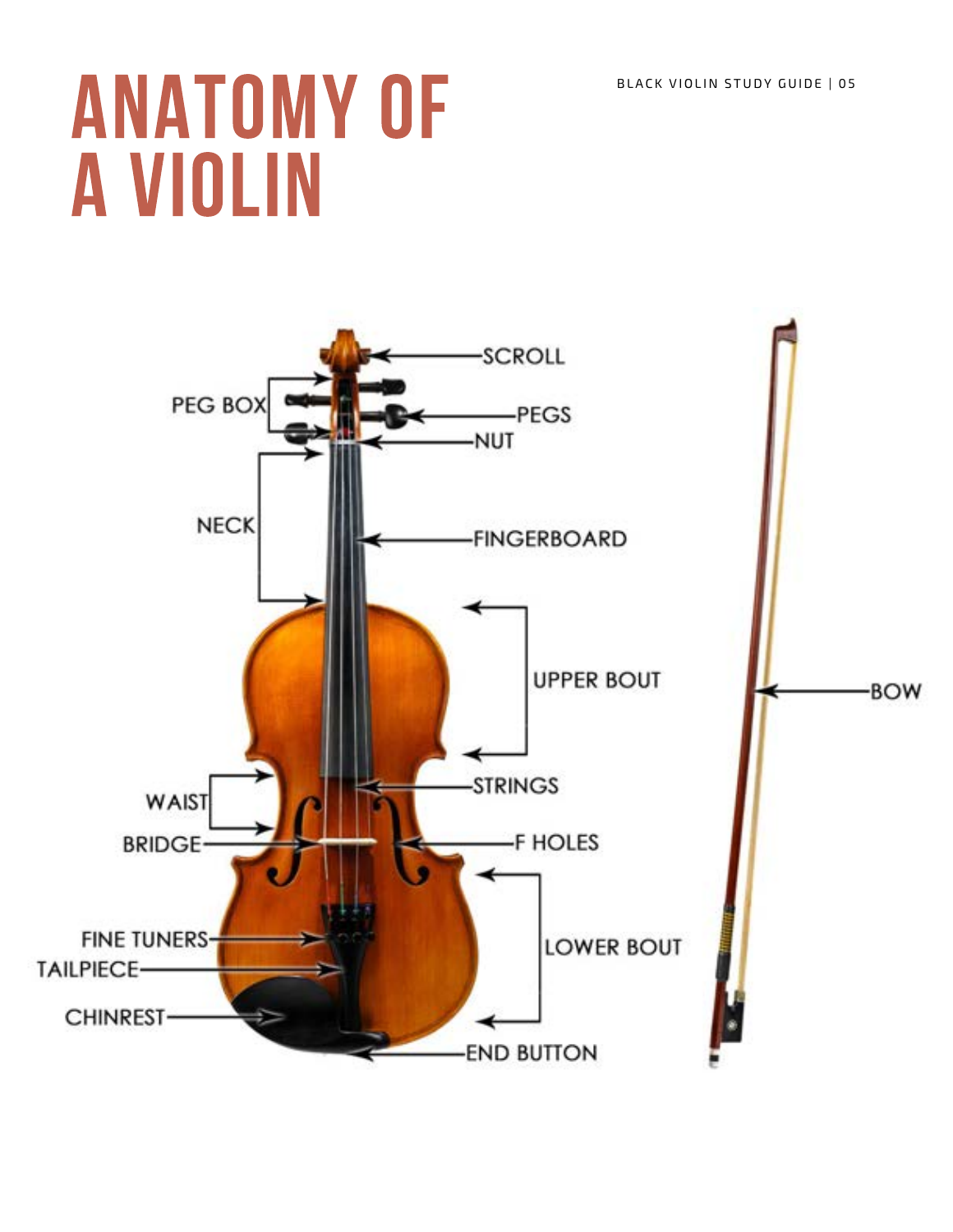# ANATOMY OF A VIOLIN

- SCROLL
- PEG BOX
- PEGS
- NUT
- NECK
- FINGERBOARD
- UPPER BOUT
- BOW
- STRINGS
- WAIST
- BRIDGE
- F HOLES
- FINE TUNERS
- TAILPIECE
- LOWER BOUT
- CHINREST
- END BUTTON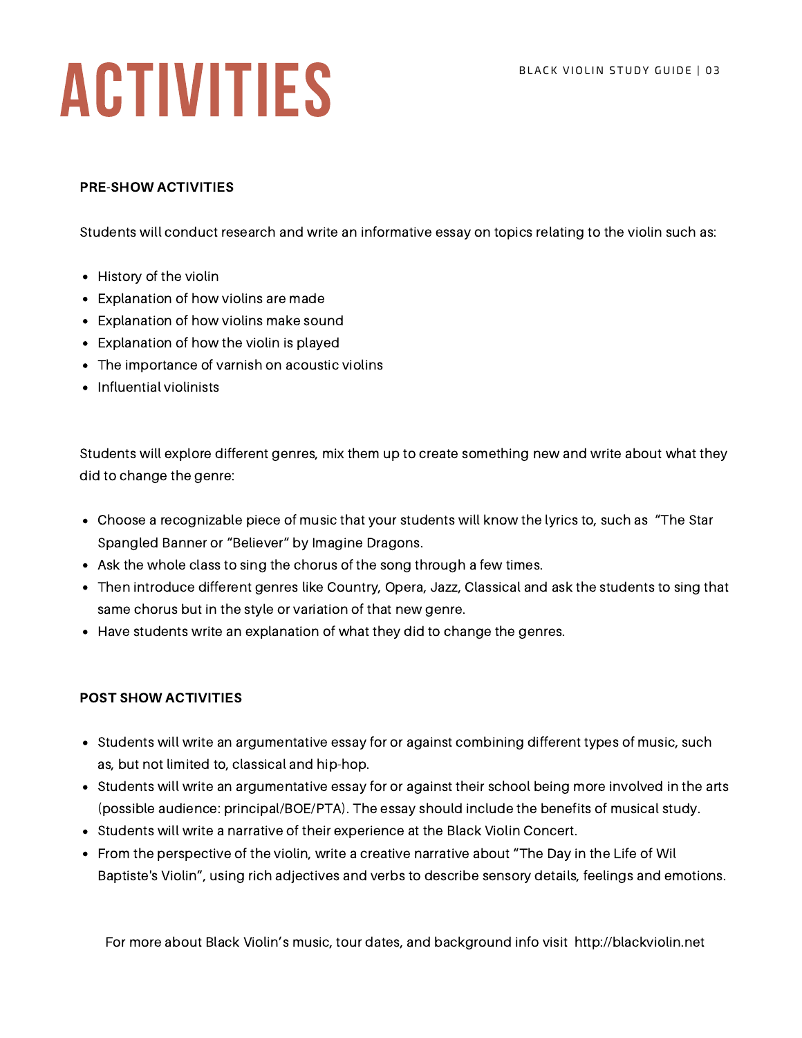# ACTIVITIES

**PRE-SHOW ACTIVITIES**

Students will conduct research and write an informative essay on topics relating to the violin such as:

- History of the violin
- Explanation of how violins are made
- Explanation of how violins make sound
- Explanation of how the violin is played
- The importance of varnish on acoustic violins
- Influential violinists

Students will explore different genres, mix them up to create something new and write about what they did to change the genre:

- Choose a recognizable piece of music that your students will know the lyrics to, such as "The Star Spangled Banner or "Believer" by Imagine Dragons.
- Ask the whole class to sing the chorus of the song through a few times.
- Then introduce different genres like Country, Opera, Jazz, Classical and ask the students to sing that same chorus but in the style or variation of that new genre.
- Have students write an explanation of what they did to change the genres.

**POST SHOW ACTIVITIES**

- Students will write an argumentative essay for or against combining different types of music, such as, but not limited to, classical and hip-hop.
- Students will write an argumentative essay for or against their school being more involved in the arts (possible audience: principal/BOE/PTA). The essay should include the benefits of musical study.
- Students will write a narrative of their experience at the Black Violin Concert.
- From the perspective of the violin, write a creative narrative about "The Day in the Life of Wil Baptiste's Violin", using rich adjectives and verbs to describe sensory details, feelings and emotions.

For more about Black Violin's music, tour dates, and background info visit http://blackviolin.net